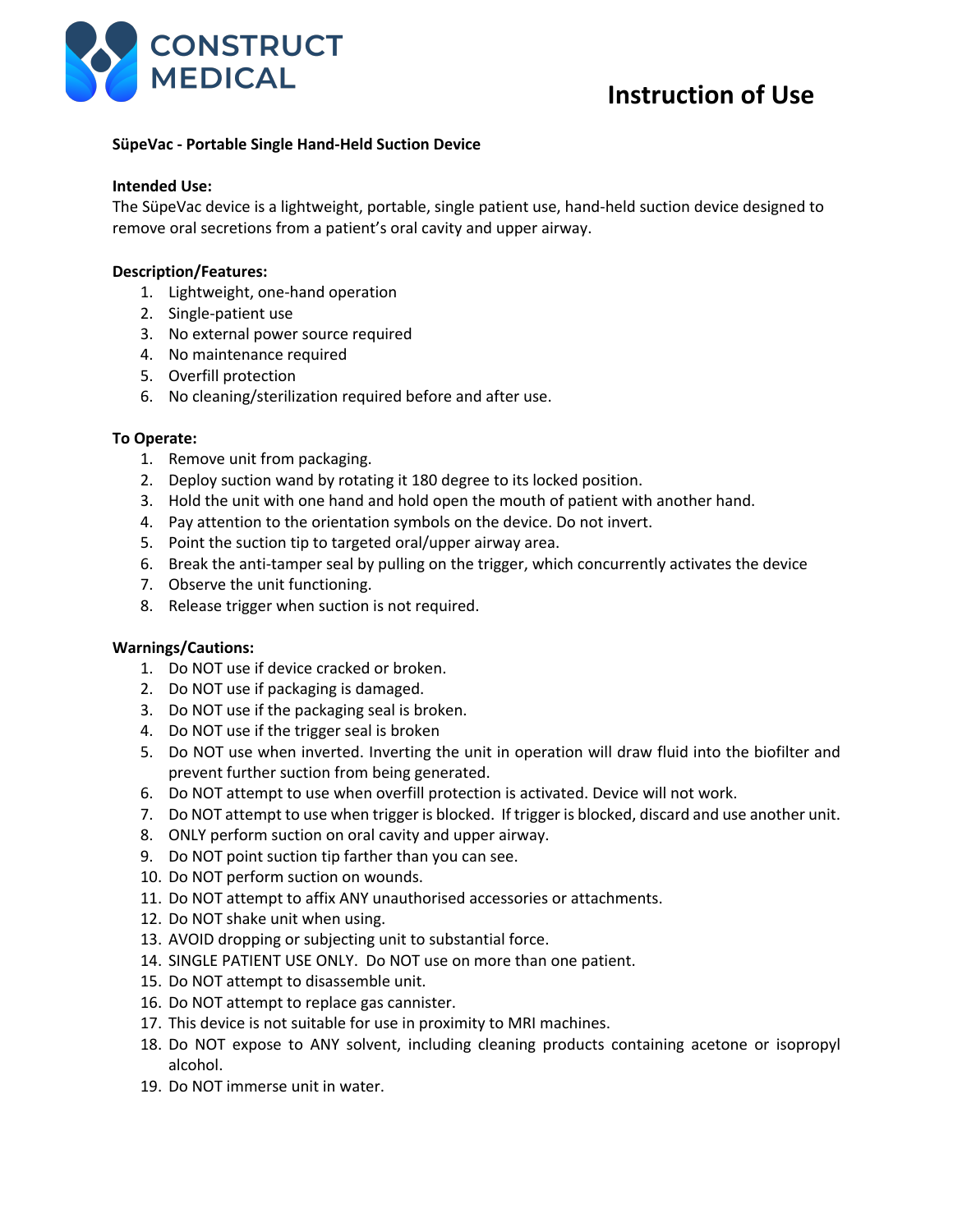CONSTRUCT MEDICAL

# Instruction of Use

**SüpeVac - Portable Single Hand-Held Suction Device**

**Intended Use:**
The SüpeVac device is a lightweight, portable, single patient use, hand-held suction device designed to remove oral secretions from a patient's oral cavity and upper airway.

**Description/Features:**

1. Lightweight, one-hand operation
2. Single-patient use
3. No external power source required
4. No maintenance required
5. Overfill protection
6. No cleaning/sterilization required before and after use.

**To Operate:**

1. Remove unit from packaging.
2. Deploy suction wand by rotating it 180 degree to its locked position.
3. Hold the unit with one hand and hold open the mouth of patient with another hand.
4. Pay attention to the orientation symbols on the device. Do not invert.
5. Point the suction tip to targeted oral/upper airway area.
6. Break the anti-tamper seal by pulling on the trigger, which concurrently activates the device
7. Observe the unit functioning.
8. Release trigger when suction is not required.

**Warnings/Cautions:**

1. Do NOT use if device cracked or broken.
2. Do NOT use if packaging is damaged.
3. Do NOT use if the packaging seal is broken.
4. Do NOT use if the trigger seal is broken
5. Do NOT use when inverted. Inverting the unit in operation will draw fluid into the biofilter and prevent further suction from being generated.
6. Do NOT attempt to use when overfill protection is activated. Device will not work.
7. Do NOT attempt to use when trigger is blocked. If trigger is blocked, discard and use another unit.
8. ONLY perform suction on oral cavity and upper airway.
9. Do NOT point suction tip farther than you can see.
10. Do NOT perform suction on wounds.
11. Do NOT attempt to affix ANY unauthorised accessories or attachments.
12. Do NOT shake unit when using.
13. AVOID dropping or subjecting unit to substantial force.
14. SINGLE PATIENT USE ONLY. Do NOT use on more than one patient.
15. Do NOT attempt to disassemble unit.
16. Do NOT attempt to replace gas cannister.
17. This device is not suitable for use in proximity to MRI machines.
18. Do NOT expose to ANY solvent, including cleaning products containing acetone or isopropyl alcohol.
19. Do NOT immerse unit in water.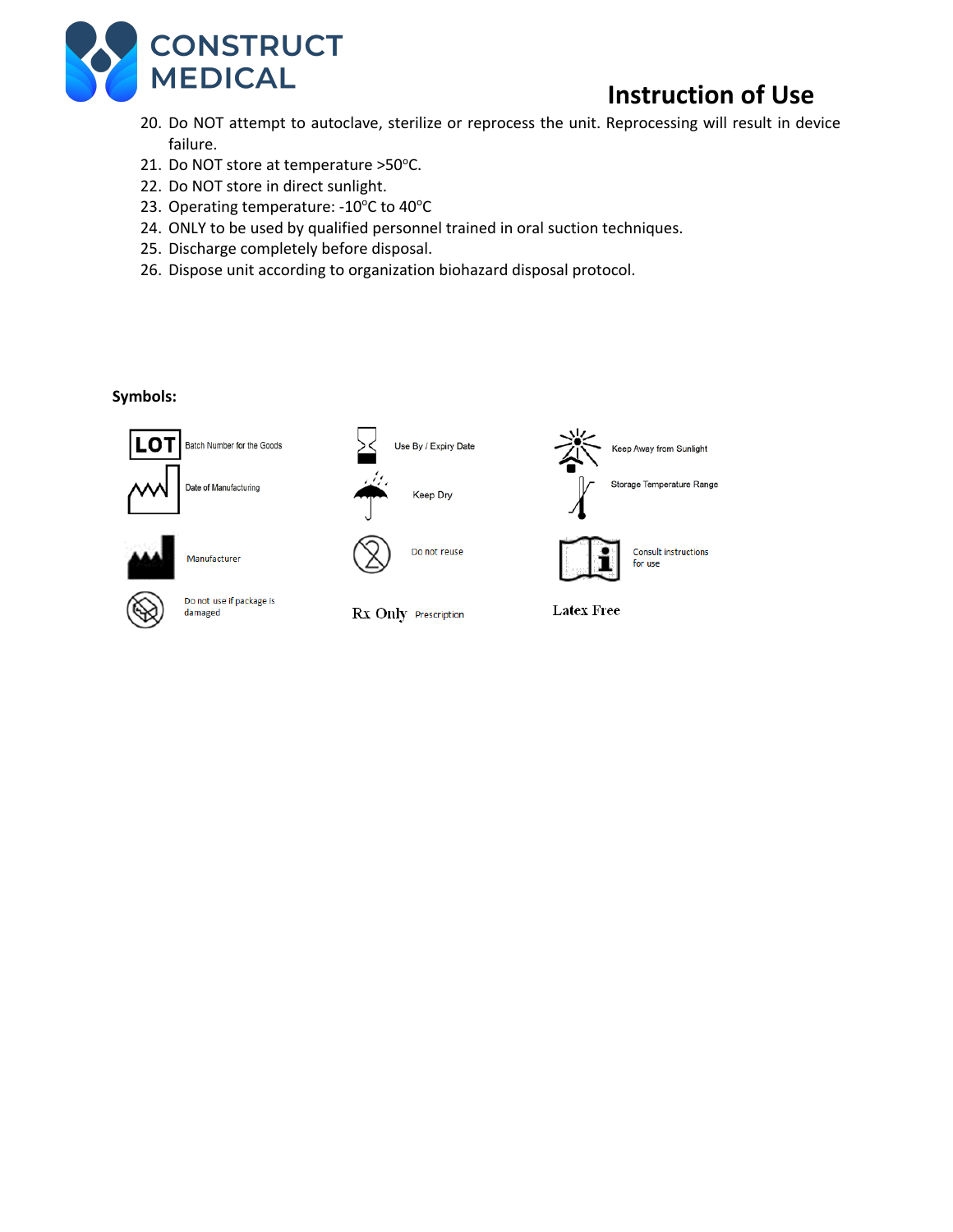# Instruction of Use

20. Do NOT attempt to autoclave, sterilize or reprocess the unit. Reprocessing will result in device failure.
21. Do NOT store at temperature >50°C.
22. Do NOT store in direct sunlight.
23. Operating temperature: -10°C to 40°C
24. ONLY to be used by qualified personnel trained in oral suction techniques.
25. Discharge completely before disposal.
26. Dispose unit according to organization biohazard disposal protocol.

**Symbols:**

| | | |
|---|---|---|
| LOT Batch Number for the Goods | Use By / Expiry Date | Keep Away from Sunlight |
| Date of Manufacturing | Keep Dry | Storage Temperature Range |
| Manufacturer | Do not reuse | Consult instructions for use |
| Do not use if package is damaged | Rx Only Prescription | Latex Free |